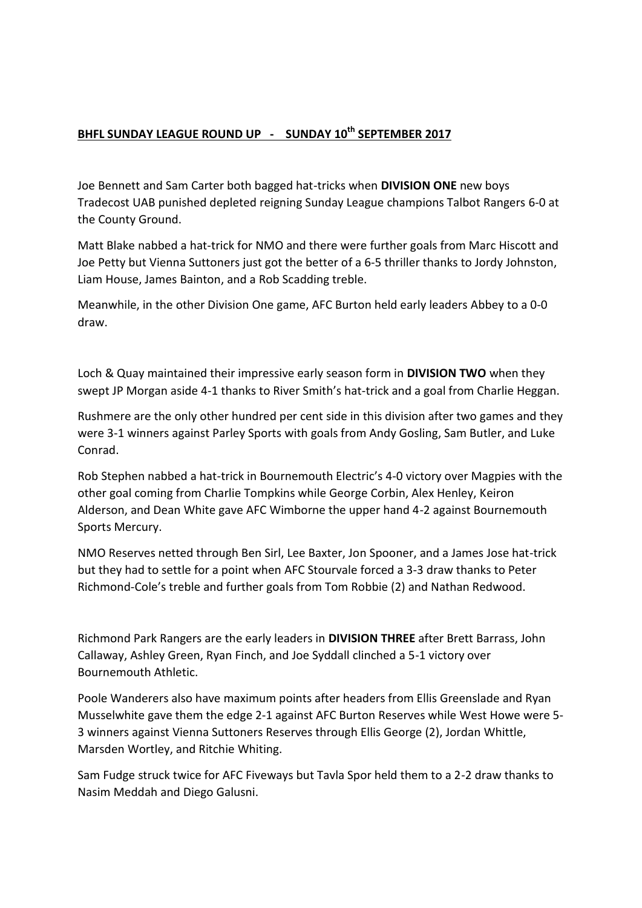**BHFL SUNDAY LEAGUE ROUND UP - SUNDAY 10th SEPTEMBER 2017**

Joe Bennett and Sam Carter both bagged hat-tricks when **DIVISION ONE** new boys Tradecost UAB punished depleted reigning Sunday League champions Talbot Rangers 6-0 at the County Ground.

Matt Blake nabbed a hat-trick for NMO and there were further goals from Marc Hiscott and Joe Petty but Vienna Suttoners just got the better of a 6-5 thriller thanks to Jordy Johnston, Liam House, James Bainton, and a Rob Scadding treble.

Meanwhile, in the other Division One game, AFC Burton held early leaders Abbey to a 0-0 draw.

Loch & Quay maintained their impressive early season form in **DIVISION TWO** when they swept JP Morgan aside 4-1 thanks to River Smith's hat-trick and a goal from Charlie Heggan.

Rushmere are the only other hundred per cent side in this division after two games and they were 3-1 winners against Parley Sports with goals from Andy Gosling, Sam Butler, and Luke Conrad.

Rob Stephen nabbed a hat-trick in Bournemouth Electric's 4-0 victory over Magpies with the other goal coming from Charlie Tompkins while George Corbin, Alex Henley, Keiron Alderson, and Dean White gave AFC Wimborne the upper hand 4-2 against Bournemouth Sports Mercury.

NMO Reserves netted through Ben Sirl, Lee Baxter, Jon Spooner, and a James Jose hat-trick but they had to settle for a point when AFC Stourvale forced a 3-3 draw thanks to Peter Richmond-Cole's treble and further goals from Tom Robbie (2) and Nathan Redwood.

Richmond Park Rangers are the early leaders in **DIVISION THREE** after Brett Barrass, John Callaway, Ashley Green, Ryan Finch, and Joe Syddall clinched a 5-1 victory over Bournemouth Athletic.

Poole Wanderers also have maximum points after headers from Ellis Greenslade and Ryan Musselwhite gave them the edge 2-1 against AFC Burton Reserves while West Howe were 5-3 winners against Vienna Suttoners Reserves through Ellis George (2), Jordan Whittle, Marsden Wortley, and Ritchie Whiting.

Sam Fudge struck twice for AFC Fiveways but Tavla Spor held them to a 2-2 draw thanks to Nasim Meddah and Diego Galusni.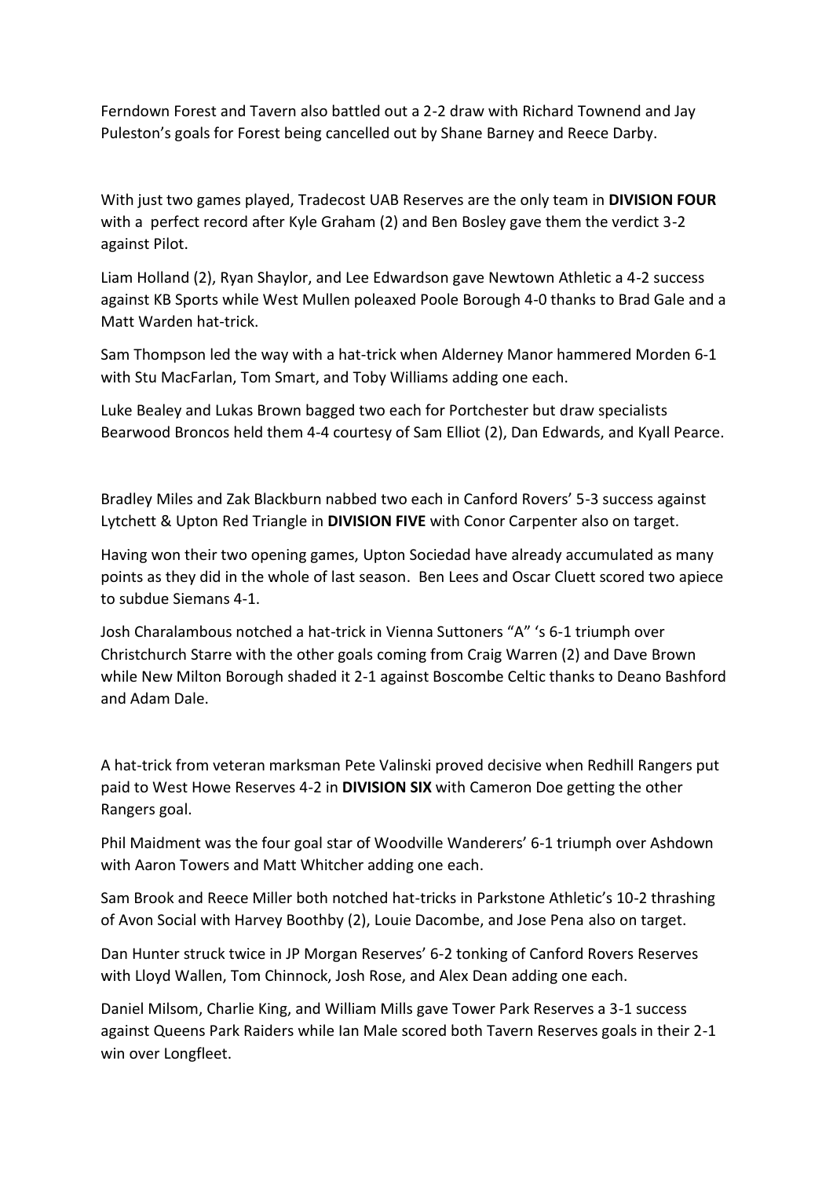Ferndown Forest and Tavern also battled out a 2-2 draw with Richard Townend and Jay Puleston's goals for Forest being cancelled out by Shane Barney and Reece Darby.

With just two games played, Tradecost UAB Reserves are the only team in **DIVISION FOUR** with a perfect record after Kyle Graham (2) and Ben Bosley gave them the verdict 3-2 against Pilot.

Liam Holland (2), Ryan Shaylor, and Lee Edwardson gave Newtown Athletic a 4-2 success against KB Sports while West Mullen poleaxed Poole Borough 4-0 thanks to Brad Gale and a Matt Warden hat-trick.

Sam Thompson led the way with a hat-trick when Alderney Manor hammered Morden 6-1 with Stu MacFarlan, Tom Smart, and Toby Williams adding one each.

Luke Bealey and Lukas Brown bagged two each for Portchester but draw specialists Bearwood Broncos held them 4-4 courtesy of Sam Elliot (2), Dan Edwards, and Kyall Pearce.

Bradley Miles and Zak Blackburn nabbed two each in Canford Rovers' 5-3 success against Lytchett & Upton Red Triangle in **DIVISION FIVE** with Conor Carpenter also on target.

Having won their two opening games, Upton Sociedad have already accumulated as many points as they did in the whole of last season. Ben Lees and Oscar Cluett scored two apiece to subdue Siemans 4-1.

Josh Charalambous notched a hat-trick in Vienna Suttoners "A" 's 6-1 triumph over Christchurch Starre with the other goals coming from Craig Warren (2) and Dave Brown while New Milton Borough shaded it 2-1 against Boscombe Celtic thanks to Deano Bashford and Adam Dale.

A hat-trick from veteran marksman Pete Valinski proved decisive when Redhill Rangers put paid to West Howe Reserves 4-2 in **DIVISION SIX** with Cameron Doe getting the other Rangers goal.

Phil Maidment was the four goal star of Woodville Wanderers' 6-1 triumph over Ashdown with Aaron Towers and Matt Whitcher adding one each.

Sam Brook and Reece Miller both notched hat-tricks in Parkstone Athletic's 10-2 thrashing of Avon Social with Harvey Boothby (2), Louie Dacombe, and Jose Pena also on target.

Dan Hunter struck twice in JP Morgan Reserves' 6-2 tonking of Canford Rovers Reserves with Lloyd Wallen, Tom Chinnock, Josh Rose, and Alex Dean adding one each.

Daniel Milsom, Charlie King, and William Mills gave Tower Park Reserves a 3-1 success against Queens Park Raiders while Ian Male scored both Tavern Reserves goals in their 2-1 win over Longfleet.